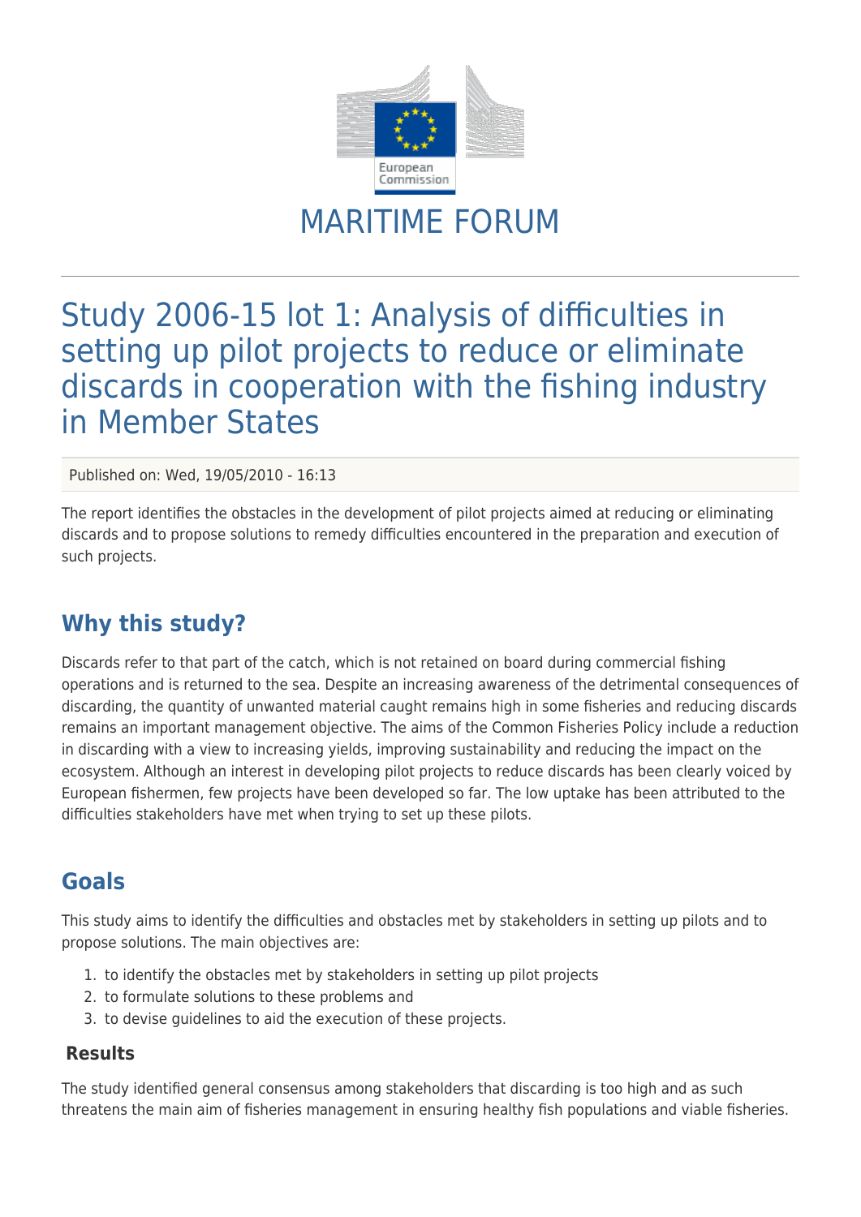# MARITIME FORUM

# Study 2006-15 lot 1: Analysis of difficulties in setting up pilot projects to reduce or eliminate discards in cooperation with the fishing industry in Member States

Published on: Wed, 19/05/2010 - 16:13

The report identifies the obstacles in the development of pilot projects aimed at reducing or eliminating discards and to propose solutions to remedy difficulties encountered in the preparation and execution of such projects.

## Why this study?

Discards refer to that part of the catch, which is not retained on board during commercial fishing operations and is returned to the sea. Despite an increasing awareness of the detrimental consequences of discarding, the quantity of unwanted material caught remains high in some fisheries and reducing discards remains an important management objective. The aims of the Common Fisheries Policy include a reduction in discarding with a view to increasing yields, improving sustainability and reducing the impact on the ecosystem. Although an interest in developing pilot projects to reduce discards has been clearly voiced by European fishermen, few projects have been developed so far. The low uptake has been attributed to the difficulties stakeholders have met when trying to set up these pilots.

## Goals

This study aims to identify the difficulties and obstacles met by stakeholders in setting up pilots and to propose solutions. The main objectives are:

1. to identify the obstacles met by stakeholders in setting up pilot projects
2. to formulate solutions to these problems and
3. to devise guidelines to aid the execution of these projects.

### Results

The study identified general consensus among stakeholders that discarding is too high and as such threatens the main aim of fisheries management in ensuring healthy fish populations and viable fisheries.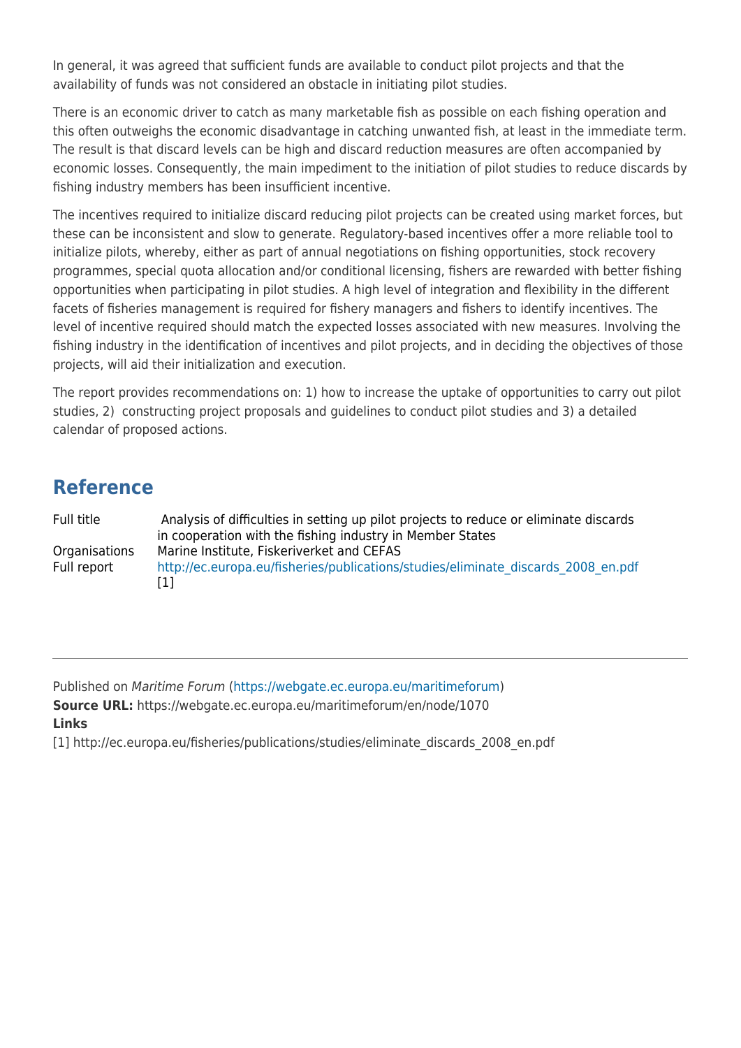In general, it was agreed that sufficient funds are available to conduct pilot projects and that the availability of funds was not considered an obstacle in initiating pilot studies.

There is an economic driver to catch as many marketable fish as possible on each fishing operation and this often outweighs the economic disadvantage in catching unwanted fish, at least in the immediate term. The result is that discard levels can be high and discard reduction measures are often accompanied by economic losses. Consequently, the main impediment to the initiation of pilot studies to reduce discards by fishing industry members has been insufficient incentive.

The incentives required to initialize discard reducing pilot projects can be created using market forces, but these can be inconsistent and slow to generate. Regulatory-based incentives offer a more reliable tool to initialize pilots, whereby, either as part of annual negotiations on fishing opportunities, stock recovery programmes, special quota allocation and/or conditional licensing, fishers are rewarded with better fishing opportunities when participating in pilot studies. A high level of integration and flexibility in the different facets of fisheries management is required for fishery managers and fishers to identify incentives. The level of incentive required should match the expected losses associated with new measures. Involving the fishing industry in the identification of incentives and pilot projects, and in deciding the objectives of those projects, will aid their initialization and execution.

The report provides recommendations on: 1) how to increase the uptake of opportunities to carry out pilot studies, 2) constructing project proposals and guidelines to conduct pilot studies and 3) a detailed calendar of proposed actions.

## Reference

| | |
|---|---|
| Full title | Analysis of difficulties in setting up pilot projects to reduce or eliminate discards in cooperation with the fishing industry in Member States |
| Organisations | Marine Institute, Fiskeriverket and CEFAS |
| Full report | http://ec.europa.eu/fisheries/publications/studies/eliminate_discards_2008_en.pdf [1] |

---

Published on *Maritime Forum* (https://webgate.ec.europa.eu/maritimeforum)

**Source URL:** https://webgate.ec.europa.eu/maritimeforum/en/node/1070

**Links**

[1] http://ec.europa.eu/fisheries/publications/studies/eliminate_discards_2008_en.pdf